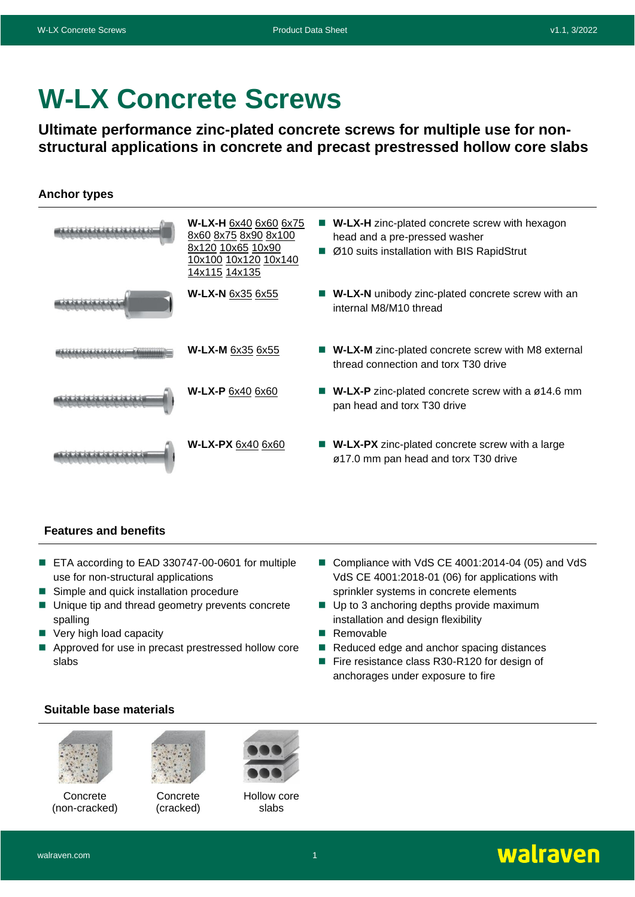# W-LX Concrete Screws

**Ultimate performance zinc-plated concrete screws for multiple use for non-structural applications in concrete and precast prestressed hollow core slabs**

## Anchor types

| Type | Sizes | Description |
|---|---|---|
| **W-LX-H** | 6x40 6x60 6x75 8x60 8x75 8x90 8x100 8x120 10x65 10x90 10x100 10x120 10x140 14x115 14x135 | **W-LX-H** zinc-plated concrete screw with hexagon head and a pre-pressed washer; Ø10 suits installation with BIS RapidStrut |
| **W-LX-N** | 6x35 6x55 | **W-LX-N** unibody zinc-plated concrete screw with an internal M8/M10 thread |
| **W-LX-M** | 6x35 6x55 | **W-LX-M** zinc-plated concrete screw with M8 external thread connection and torx T30 drive |
| **W-LX-P** | 6x40 6x60 | **W-LX-P** zinc-plated concrete screw with a ø14.6 mm pan head and torx T30 drive |
| **W-LX-PX** | 6x40 6x60 | **W-LX-PX** zinc-plated concrete screw with a large ø17.0 mm pan head and torx T30 drive |

## Features and benefits

- ETA according to EAD 330747-00-0601 for multiple use for non-structural applications
- Simple and quick installation procedure
- Unique tip and thread geometry prevents concrete spalling
- Very high load capacity
- Approved for use in precast prestressed hollow core slabs
- Compliance with VdS CE 4001:2014-04 (05) and VdS VdS CE 4001:2018-01 (06) for applications with sprinkler systems in concrete elements
- Up to 3 anchoring depths provide maximum installation and design flexibility
- Removable
- Reduced edge and anchor spacing distances
- Fire resistance class R30-R120 for design of anchorages under exposure to fire

## Suitable base materials

- Concrete (non-cracked)
- Concrete (cracked)
- Hollow core slabs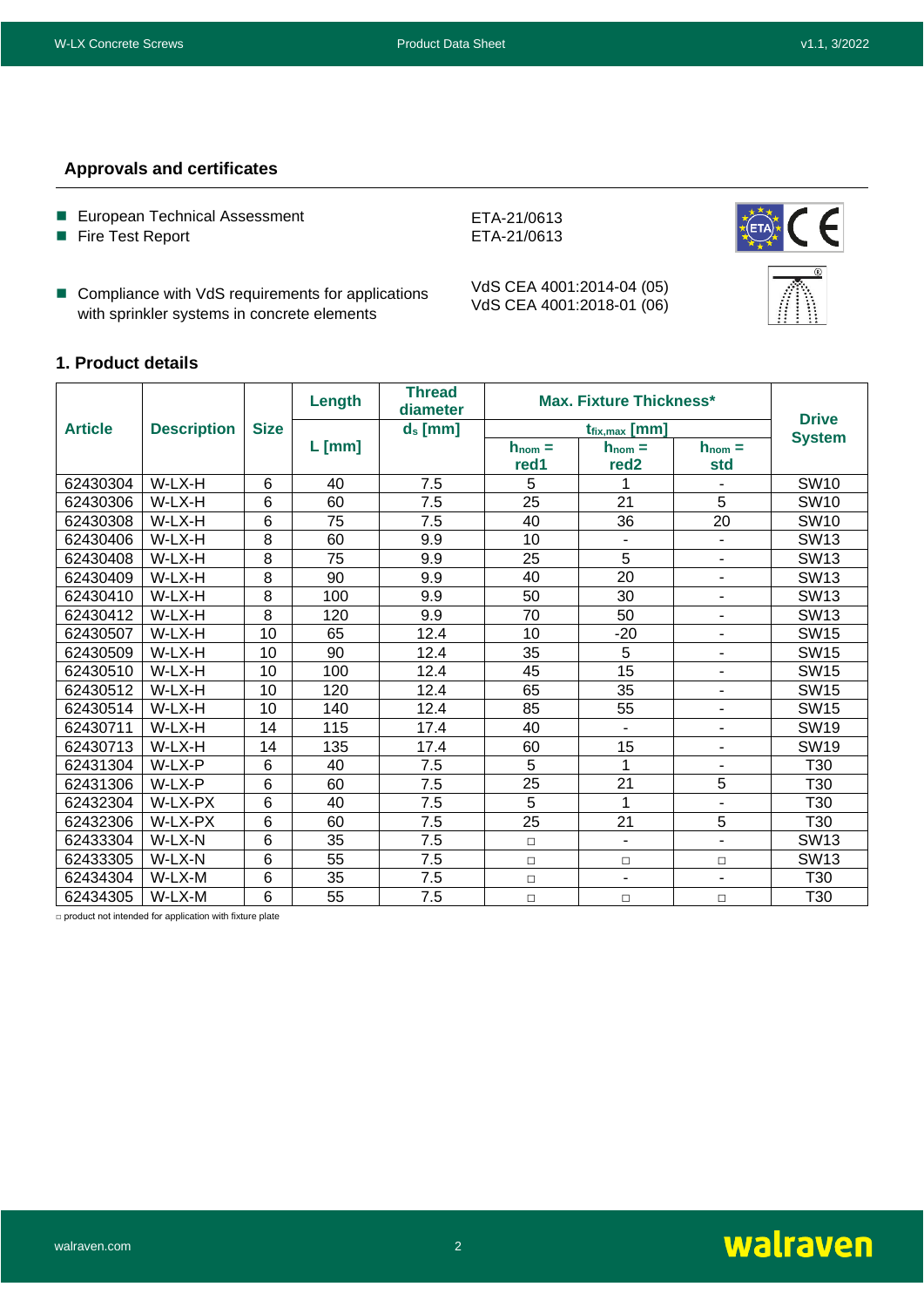## Approvals and certificates

- European Technical Assessment — ETA-21/0613
- Fire Test Report — ETA-21/0613
- Compliance with VdS requirements for applications with sprinkler systems in concrete elements — VdS CEA 4001:2014-04 (05) VdS CEA 4001:2018-01 (06)

## 1. Product details

| Article | Description | Size | Length | Thread diameter | Max. Fixture Thickness* | | | Drive System |
|---|---|---|---|---|---|---|---|---|
| | | | L [mm] | $d_s$ [mm] | $t_{fix,max}$ [mm] | | | |
| | | | | | $h_{nom}$ = red1 | $h_{nom}$ = red2 | $h_{nom}$ = std | |
| 62430304 | W-LX-H | 6 | 40 | 7.5 | 5 | 1 | - | SW10 |
| 62430306 | W-LX-H | 6 | 60 | 7.5 | 25 | 21 | 5 | SW10 |
| 62430308 | W-LX-H | 6 | 75 | 7.5 | 40 | 36 | 20 | SW10 |
| 62430406 | W-LX-H | 8 | 60 | 9.9 | 10 | - | - | SW13 |
| 62430408 | W-LX-H | 8 | 75 | 9.9 | 25 | 5 | - | SW13 |
| 62430409 | W-LX-H | 8 | 90 | 9.9 | 40 | 20 | - | SW13 |
| 62430410 | W-LX-H | 8 | 100 | 9.9 | 50 | 30 | - | SW13 |
| 62430412 | W-LX-H | 8 | 120 | 9.9 | 70 | 50 | - | SW13 |
| 62430507 | W-LX-H | 10 | 65 | 12.4 | 10 | -20 | - | SW15 |
| 62430509 | W-LX-H | 10 | 90 | 12.4 | 35 | 5 | - | SW15 |
| 62430510 | W-LX-H | 10 | 100 | 12.4 | 45 | 15 | - | SW15 |
| 62430512 | W-LX-H | 10 | 120 | 12.4 | 65 | 35 | - | SW15 |
| 62430514 | W-LX-H | 10 | 140 | 12.4 | 85 | 55 | - | SW15 |
| 62430711 | W-LX-H | 14 | 115 | 17.4 | 40 | - | - | SW19 |
| 62430713 | W-LX-H | 14 | 135 | 17.4 | 60 | 15 | - | SW19 |
| 62431304 | W-LX-P | 6 | 40 | 7.5 | 5 | 1 | - | T30 |
| 62431306 | W-LX-P | 6 | 60 | 7.5 | 25 | 21 | 5 | T30 |
| 62432304 | W-LX-PX | 6 | 40 | 7.5 | 5 | 1 | - | T30 |
| 62432306 | W-LX-PX | 6 | 60 | 7.5 | 25 | 21 | 5 | T30 |
| 62433304 | W-LX-N | 6 | 35 | 7.5 | □ | - | - | SW13 |
| 62433305 | W-LX-N | 6 | 55 | 7.5 | □ | □ | □ | SW13 |
| 62434304 | W-LX-M | 6 | 35 | 7.5 | □ | - | - | T30 |
| 62434305 | W-LX-M | 6 | 55 | 7.5 | □ | □ | □ | T30 |

□ product not intended for application with fixture plate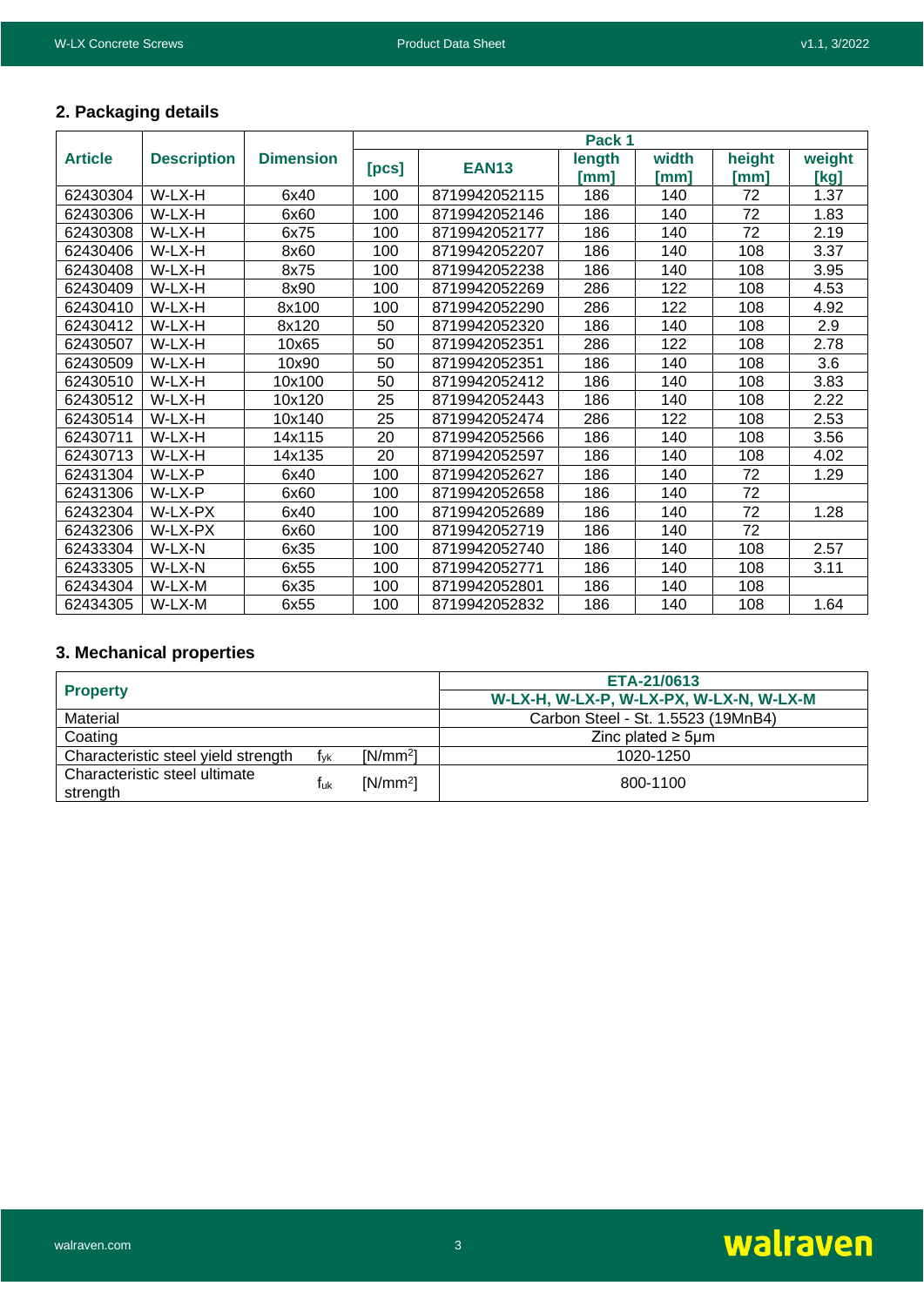## 2. Packaging details

| Article | Description | Dimension | Pack 1 | | | | | |
|---|---|---|---|---|---|---|---|---|
| | | | [pcs] | EAN13 | length [mm] | width [mm] | height [mm] | weight [kg] |
| 62430304 | W-LX-H | 6x40 | 100 | 8719942052115 | 186 | 140 | 72 | 1.37 |
| 62430306 | W-LX-H | 6x60 | 100 | 8719942052146 | 186 | 140 | 72 | 1.83 |
| 62430308 | W-LX-H | 6x75 | 100 | 8719942052177 | 186 | 140 | 72 | 2.19 |
| 62430406 | W-LX-H | 8x60 | 100 | 8719942052207 | 186 | 140 | 108 | 3.37 |
| 62430408 | W-LX-H | 8x75 | 100 | 8719942052238 | 186 | 140 | 108 | 3.95 |
| 62430409 | W-LX-H | 8x90 | 100 | 8719942052269 | 286 | 122 | 108 | 4.53 |
| 62430410 | W-LX-H | 8x100 | 100 | 8719942052290 | 286 | 122 | 108 | 4.92 |
| 62430412 | W-LX-H | 8x120 | 50 | 8719942052320 | 186 | 140 | 108 | 2.9 |
| 62430507 | W-LX-H | 10x65 | 50 | 8719942052351 | 286 | 122 | 108 | 2.78 |
| 62430509 | W-LX-H | 10x90 | 50 | 8719942052351 | 186 | 140 | 108 | 3.6 |
| 62430510 | W-LX-H | 10x100 | 50 | 8719942052412 | 186 | 140 | 108 | 3.83 |
| 62430512 | W-LX-H | 10x120 | 25 | 8719942052443 | 186 | 140 | 108 | 2.22 |
| 62430514 | W-LX-H | 10x140 | 25 | 8719942052474 | 286 | 122 | 108 | 2.53 |
| 62430711 | W-LX-H | 14x115 | 20 | 8719942052566 | 186 | 140 | 108 | 3.56 |
| 62430713 | W-LX-H | 14x135 | 20 | 8719942052597 | 186 | 140 | 108 | 4.02 |
| 62431304 | W-LX-P | 6x40 | 100 | 8719942052627 | 186 | 140 | 72 | 1.29 |
| 62431306 | W-LX-P | 6x60 | 100 | 8719942052658 | 186 | 140 | 72 | |
| 62432304 | W-LX-PX | 6x40 | 100 | 8719942052689 | 186 | 140 | 72 | 1.28 |
| 62432306 | W-LX-PX | 6x60 | 100 | 8719942052719 | 186 | 140 | 72 | |
| 62433304 | W-LX-N | 6x35 | 100 | 8719942052740 | 186 | 140 | 108 | 2.57 |
| 62433305 | W-LX-N | 6x55 | 100 | 8719942052771 | 186 | 140 | 108 | 3.11 |
| 62434304 | W-LX-M | 6x35 | 100 | 8719942052801 | 186 | 140 | 108 | |
| 62434305 | W-LX-M | 6x55 | 100 | 8719942052832 | 186 | 140 | 108 | 1.64 |

## 3. Mechanical properties

| Property | | | ETA-21/0613 |
|---|---|---|---|
| | | | W-LX-H, W-LX-P, W-LX-PX, W-LX-N, W-LX-M |
| Material | | | Carbon Steel - St. 1.5523 (19MnB4) |
| Coating | | | Zinc plated ≥ 5μm |
| Characteristic steel yield strength | $f_{yk}$ | [N/mm²] | 1020-1250 |
| Characteristic steel ultimate strength | $f_{uk}$ | [N/mm²] | 800-1100 |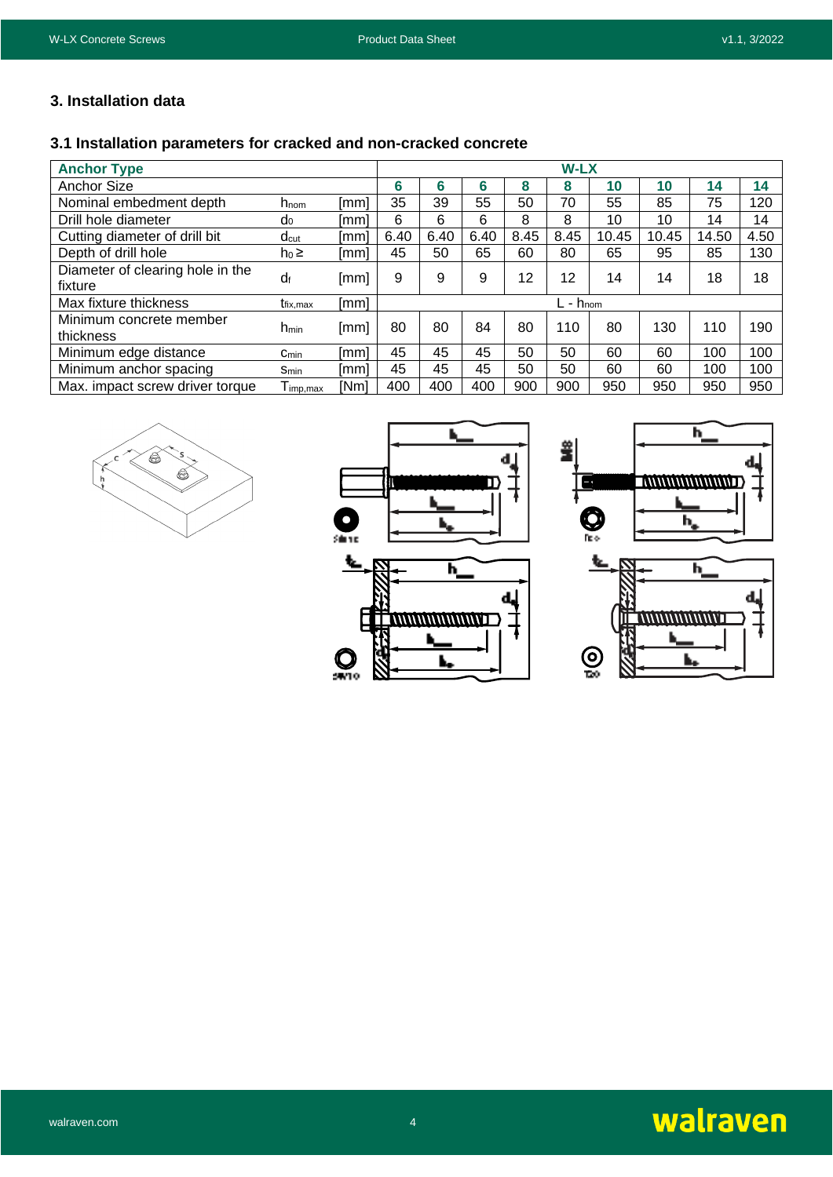## 3. Installation data

### 3.1 Installation parameters for cracked and non-cracked concrete

| Anchor Type | | | W-LX | | | | | | | | |
|---|---|---|---|---|---|---|---|---|---|---|---|
| Anchor Size | | | 6 | 6 | 6 | 8 | 8 | 10 | 10 | 14 | 14 |
| Nominal embedment depth | $h_{nom}$ | [mm] | 35 | 39 | 55 | 50 | 70 | 55 | 85 | 75 | 120 |
| Drill hole diameter | $d_0$ | [mm] | 6 | 6 | 6 | 8 | 8 | 10 | 10 | 14 | 14 |
| Cutting diameter of drill bit | $d_{cut}$ | [mm] | 6.40 | 6.40 | 6.40 | 8.45 | 8.45 | 10.45 | 10.45 | 14.50 | 4.50 |
| Depth of drill hole | $h_0 \geq$ | [mm] | 45 | 50 | 65 | 60 | 80 | 65 | 95 | 85 | 130 |
| Diameter of clearing hole in the fixture | $d_f$ | [mm] | 9 | 9 | 9 | 12 | 12 | 14 | 14 | 18 | 18 |
| Max fixture thickness | $t_{fix,max}$ | [mm] | L - $h_{nom}$ | | | | | | | | |
| Minimum concrete member thickness | $h_{min}$ | [mm] | 80 | 80 | 84 | 80 | 110 | 80 | 130 | 110 | 190 |
| Minimum edge distance | $c_{min}$ | [mm] | 45 | 45 | 45 | 50 | 50 | 60 | 60 | 100 | 100 |
| Minimum anchor spacing | $s_{min}$ | [mm] | 45 | 45 | 45 | 50 | 50 | 60 | 60 | 100 | 100 |
| Max. impact screw driver torque | $T_{imp,max}$ | [Nm] | 400 | 400 | 400 | 900 | 900 | 950 | 950 | 950 | 950 |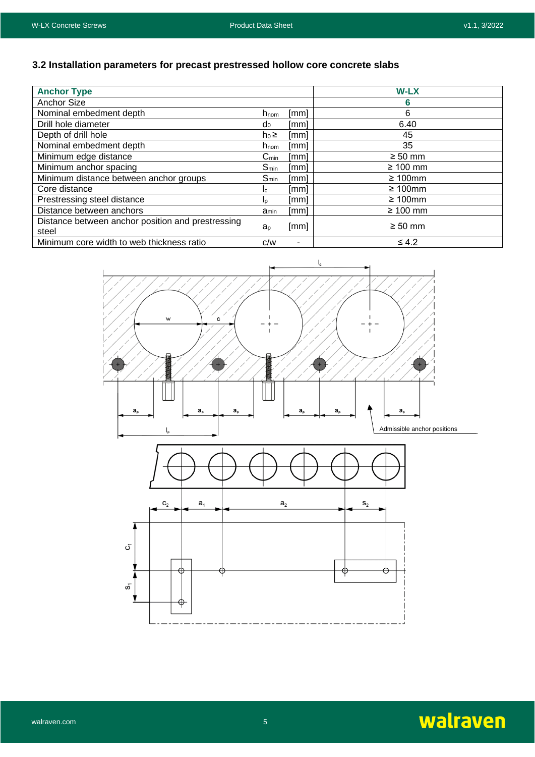## 3.2 Installation parameters for precast prestressed hollow core concrete slabs

| Anchor Type | | | W-LX |
|---|---|---|---|
| Anchor Size | | | 6 |
| Nominal embedment depth | $h_{nom}$ | [mm] | 6 |
| Drill hole diameter | $d_0$ | [mm] | 6.40 |
| Depth of drill hole | $h_0 \geq$ | [mm] | 45 |
| Nominal embedment depth | $h_{nom}$ | [mm] | 35 |
| Minimum edge distance | $C_{min}$ | [mm] | ≥ 50 mm |
| Minimum anchor spacing | $S_{min}$ | [mm] | ≥ 100 mm |
| Minimum distance between anchor groups | $S_{min}$ | [mm] | ≥ 100mm |
| Core distance | $l_c$ | [mm] | ≥ 100mm |
| Prestressing steel distance | $l_p$ | [mm] | ≥ 100mm |
| Distance between anchors | $a_{min}$ | [mm] | ≥ 100 mm |
| Distance between anchor position and prestressing steel | $a_p$ | [mm] | ≥ 50 mm |
| Minimum core width to web thickness ratio | c/w | - | ≤ 4.2 |

Admissible anchor positions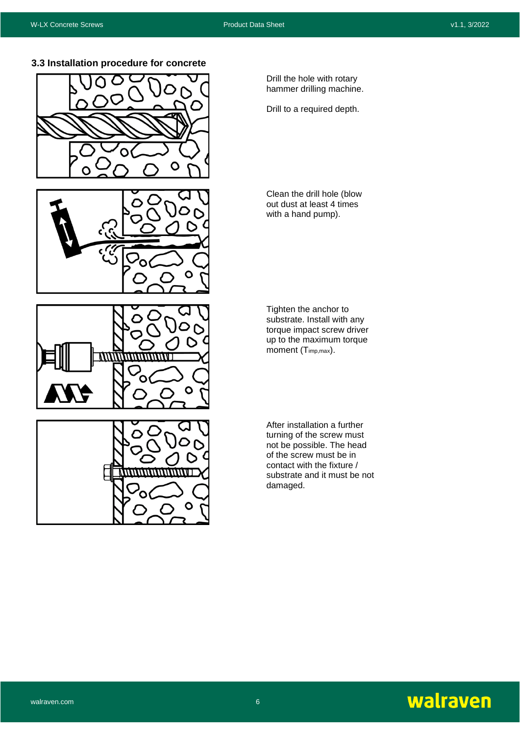### 3.3 Installation procedure for concrete

Drill the hole with rotary hammer drilling machine.

Drill to a required depth.

Clean the drill hole (blow out dust at least 4 times with a hand pump).

Tighten the anchor to substrate. Install with any torque impact screw driver up to the maximum torque moment ($T_{imp,max}$).

After installation a further turning of the screw must not be possible. The head of the screw must be in contact with the fixture / substrate and it must be not damaged.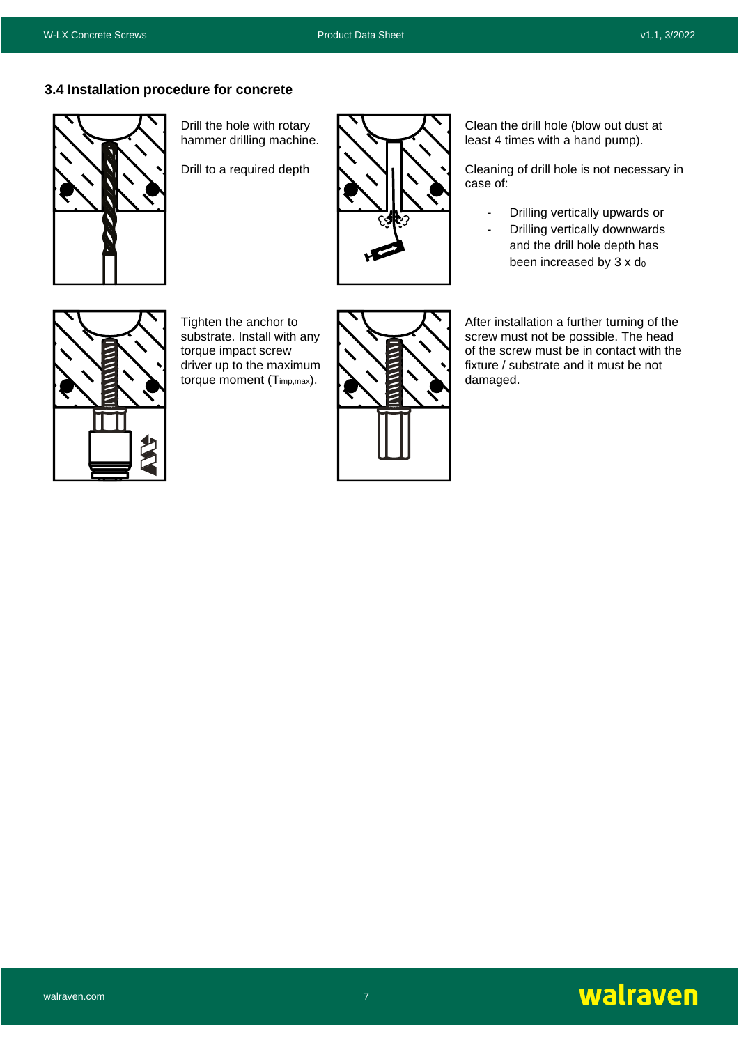### 3.4 Installation procedure for concrete

Drill the hole with rotary hammer drilling machine.

Drill to a required depth

Clean the drill hole (blow out dust at least 4 times with a hand pump).

Cleaning of drill hole is not necessary in case of:

- Drilling vertically upwards or
- Drilling vertically downwards and the drill hole depth has been increased by 3 x $d_0$

Tighten the anchor to substrate. Install with any torque impact screw driver up to the maximum torque moment ($T_{imp,max}$).

After installation a further turning of the screw must not be possible. The head of the screw must be in contact with the fixture / substrate and it must be not damaged.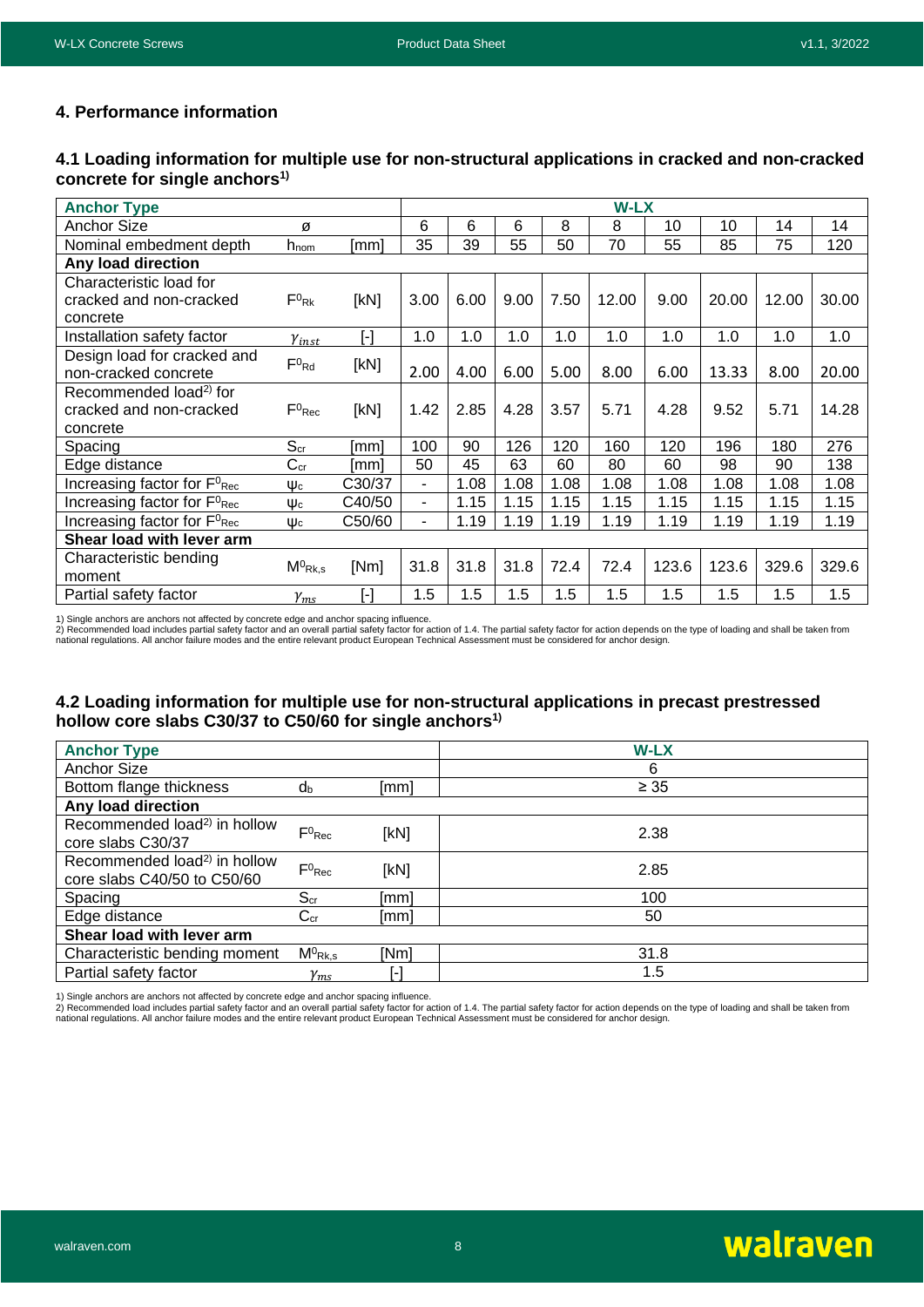## 4. Performance information

### 4.1 Loading information for multiple use for non-structural applications in cracked and non-cracked concrete for single anchors[1)]

| **Anchor Type** | | | **W-LX** | | | | | | | | |
|---|---|---|---|---|---|---|---|---|---|---|---|
| Anchor Size | ø | | 6 | 6 | 6 | 8 | 8 | 10 | 10 | 14 | 14 |
| Nominal embedment depth | $h_{nom}$ | [mm] | 35 | 39 | 55 | 50 | 70 | 55 | 85 | 75 | 120 |
| **Any load direction** | | | | | | | | | | | |
| Characteristic load for cracked and non-cracked concrete | $F^0_{Rk}$ | [kN] | 3.00 | 6.00 | 9.00 | 7.50 | 12.00 | 9.00 | 20.00 | 12.00 | 30.00 |
| Installation safety factor | $\gamma_{inst}$ | [-] | 1.0 | 1.0 | 1.0 | 1.0 | 1.0 | 1.0 | 1.0 | 1.0 | 1.0 |
| Design load for cracked and non-cracked concrete | $F^0_{Rd}$ | [kN] | 2.00 | 4.00 | 6.00 | 5.00 | 8.00 | 6.00 | 13.33 | 8.00 | 20.00 |
| Recommended load[2)] for cracked and non-cracked concrete | $F^0_{Rec}$ | [kN] | 1.42 | 2.85 | 4.28 | 3.57 | 5.71 | 4.28 | 9.52 | 5.71 | 14.28 |
| Spacing | $S_{cr}$ | [mm] | 100 | 90 | 126 | 120 | 160 | 120 | 196 | 180 | 276 |
| Edge distance | $C_{cr}$ | [mm] | 50 | 45 | 63 | 60 | 80 | 60 | 98 | 90 | 138 |
| Increasing factor for $F^0_{Rec}$ | $\psi_c$ | C30/37 | - | 1.08 | 1.08 | 1.08 | 1.08 | 1.08 | 1.08 | 1.08 | 1.08 |
| Increasing factor for $F^0_{Rec}$ | $\psi_c$ | C40/50 | - | 1.15 | 1.15 | 1.15 | 1.15 | 1.15 | 1.15 | 1.15 | 1.15 |
| Increasing factor for $F^0_{Rec}$ | $\psi_c$ | C50/60 | - | 1.19 | 1.19 | 1.19 | 1.19 | 1.19 | 1.19 | 1.19 | 1.19 |
| **Shear load with lever arm** | | | | | | | | | | | |
| Characteristic bending moment | $M^0_{Rk,s}$ | [Nm] | 31.8 | 31.8 | 31.8 | 72.4 | 72.4 | 123.6 | 123.6 | 329.6 | 329.6 |
| Partial safety factor | $\gamma_{ms}$ | [-] | 1.5 | 1.5 | 1.5 | 1.5 | 1.5 | 1.5 | 1.5 | 1.5 | 1.5 |

1) Single anchors are anchors not affected by concrete edge and anchor spacing influence.
2) Recommended load includes partial safety factor and an overall partial safety factor for action of 1.4. The partial safety factor for action depends on the type of loading and shall be taken from national regulations. All anchor failure modes and the entire relevant product European Technical Assessment must be considered for anchor design.

### 4.2 Loading information for multiple use for non-structural applications in precast prestressed hollow core slabs C30/37 to C50/60 for single anchors[1)]

| **Anchor Type** | | | **W-LX** |
|---|---|---|---|
| Anchor Size | | | 6 |
| Bottom flange thickness | $d_b$ | [mm] | ≥ 35 |
| **Any load direction** | | | |
| Recommended load[2)] in hollow core slabs C30/37 | $F^0_{Rec}$ | [kN] | 2.38 |
| Recommended load[2)] in hollow core slabs C40/50 to C50/60 | $F^0_{Rec}$ | [kN] | 2.85 |
| Spacing | $S_{cr}$ | [mm] | 100 |
| Edge distance | $C_{cr}$ | [mm] | 50 |
| **Shear load with lever arm** | | | |
| Characteristic bending moment | $M^0_{Rk,s}$ | [Nm] | 31.8 |
| Partial safety factor | $\gamma_{ms}$ | [-] | 1.5 |

1) Single anchors are anchors not affected by concrete edge and anchor spacing influence.
2) Recommended load includes partial safety factor and an overall partial safety factor for action of 1.4. The partial safety factor for action depends on the type of loading and shall be taken from national regulations. All anchor failure modes and the entire relevant product European Technical Assessment must be considered for anchor design.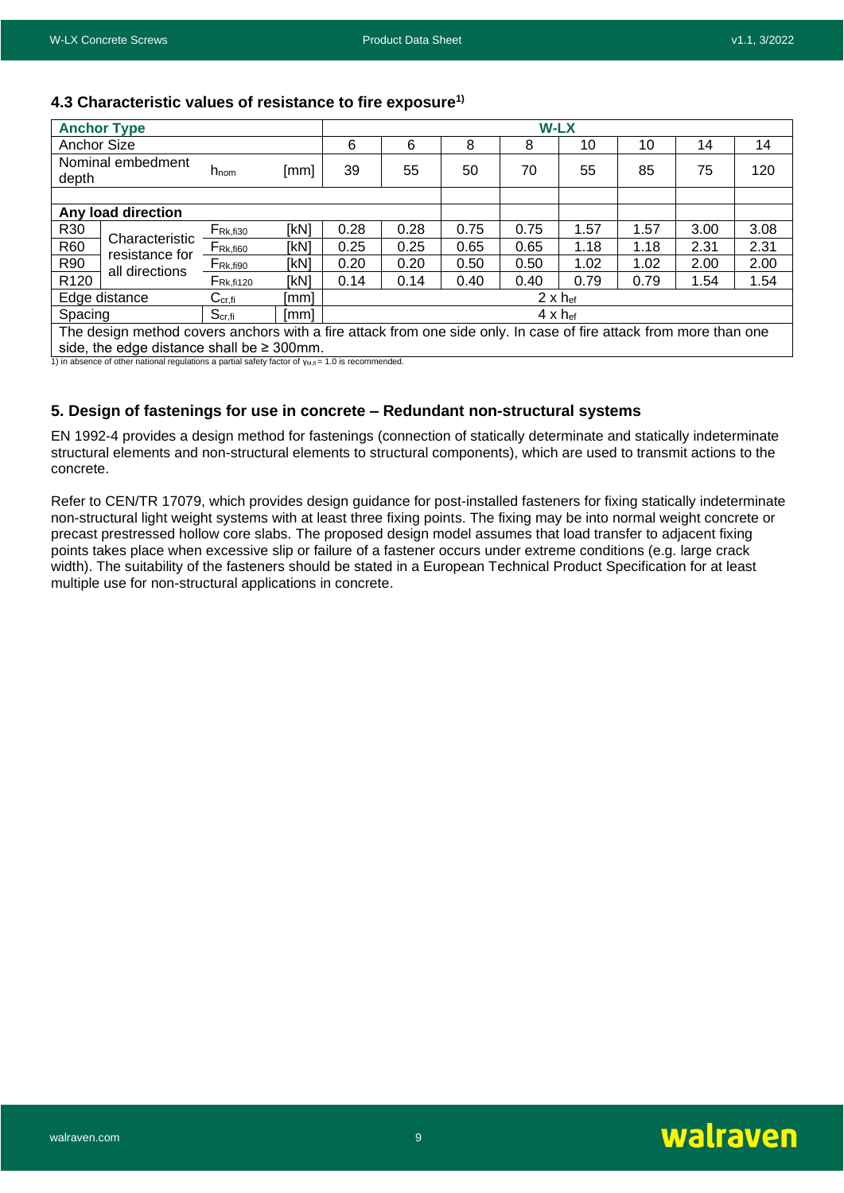### 4.3 Characteristic values of resistance to fire exposure[1)]

| Anchor Type | | | | W-LX | | | | | | | |
|---|---|---|---|---|---|---|---|---|---|---|---|
| Anchor Size | | | | 6 | 6 | 8 | 8 | 10 | 10 | 14 | 14 |
| Nominal embedment depth | | $h_{nom}$ | [mm] | 39 | 55 | 50 | 70 | 55 | 85 | 75 | 120 |
| | | | | | | | | | | | |
| **Any load direction** | | | | | | | | | | | |
| R30 | Characteristic resistance for all directions | $F_{Rk,fi30}$ | [kN] | 0.28 | 0.28 | 0.75 | 0.75 | 1.57 | 1.57 | 3.00 | 3.08 |
| R60 | | $F_{Rk,fi60}$ | [kN] | 0.25 | 0.25 | 0.65 | 0.65 | 1.18 | 1.18 | 2.31 | 2.31 |
| R90 | | $F_{Rk,fi90}$ | [kN] | 0.20 | 0.20 | 0.50 | 0.50 | 1.02 | 1.02 | 2.00 | 2.00 |
| R120 | | $F_{Rk,fi120}$ | [kN] | 0.14 | 0.14 | 0.40 | 0.40 | 0.79 | 0.79 | 1.54 | 1.54 |
| Edge distance | | $C_{cr,fi}$ | [mm] | $2 \times h_{ef}$ | | | | | | | |
| Spacing | | $S_{cr,fi}$ | [mm] | $4 \times h_{ef}$ | | | | | | | |
| The design method covers anchors with a fire attack from one side only. In case of fire attack from more than one side, the edge distance shall be ≥ 300mm. | | | | | | | | | | | |

1) in absence of other national regulations a partial safety factor of $\gamma_{M,fi} = 1.0$ is recommended.

### 5. Design of fastenings for use in concrete – Redundant non-structural systems

EN 1992-4 provides a design method for fastenings (connection of statically determinate and statically indeterminate structural elements and non-structural elements to structural components), which are used to transmit actions to the concrete.

Refer to CEN/TR 17079, which provides design guidance for post-installed fasteners for fixing statically indeterminate non-structural light weight systems with at least three fixing points. The fixing may be into normal weight concrete or precast prestressed hollow core slabs. The proposed design model assumes that load transfer to adjacent fixing points takes place when excessive slip or failure of a fastener occurs under extreme conditions (e.g. large crack width). The suitability of the fasteners should be stated in a European Technical Product Specification for at least multiple use for non-structural applications in concrete.